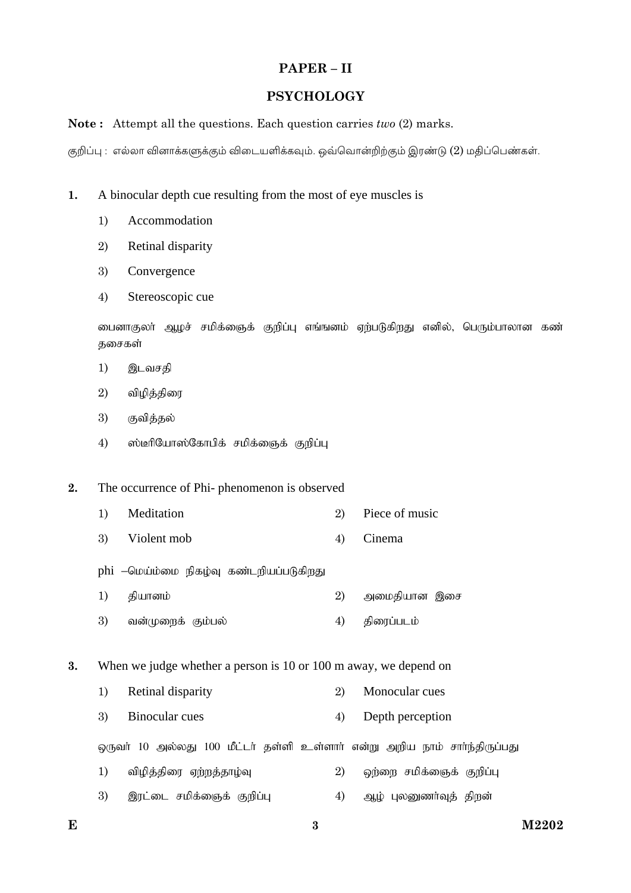## PAPER – II

## PSYCHOLOGY

**Note :** Attempt all the questions. Each question carries *two* (2) marks.

குறிப்பு : எல்லா வினாக்களுக்கும் விடையளிக்கவும். ஒவ்வொன்றிற்கும் இரண்டு (2) மதிப்பெண்கள்.

**1.** A binocular depth cue resulting from the most of eye muscles is

1) Accommodation
2) Retinal disparity
3) Convergence
4) Stereoscopic cue

பைனாகுலர் ஆழச் சமிக்ஞைக் குறிப்பு எங்ஙனம் ஏற்படுகிறது எனில், பெரும்பாலான கண் தசைகள்

1) இடவசதி
2) விழித்திரை
3) குவித்தல்
4) ஸ்டீரியோஸ்கோபிக் சமிக்ஞைக் குறிப்பு

**2.** The occurrence of Phi- phenomenon is observed

1) Meditation
2) Piece of music
3) Violent mob
4) Cinema

phi –மெய்ம்மை நிகழ்வு கண்டறியப்படுகிறது

1) தியானம்
2) அமைதியான இசை
3) வன்முறைக் கும்பல்
4) திரைப்படம்

**3.** When we judge whether a person is 10 or 100 m away, we depend on

1) Retinal disparity
2) Monocular cues
3) Binocular cues
4) Depth perception

ஒருவர் 10 அல்லது 100 மீட்டர் தள்ளி உள்ளார் என்று அறிய நாம் சார்ந்திருப்பது

1) விழித்திரை ஏற்றத்தாழ்வு
2) ஒற்றை சமிக்ஞைக் குறிப்பு
3) இரட்டை சமிக்ஞைக் குறிப்பு
4) ஆழ் புலனுணர்வுத் திறன்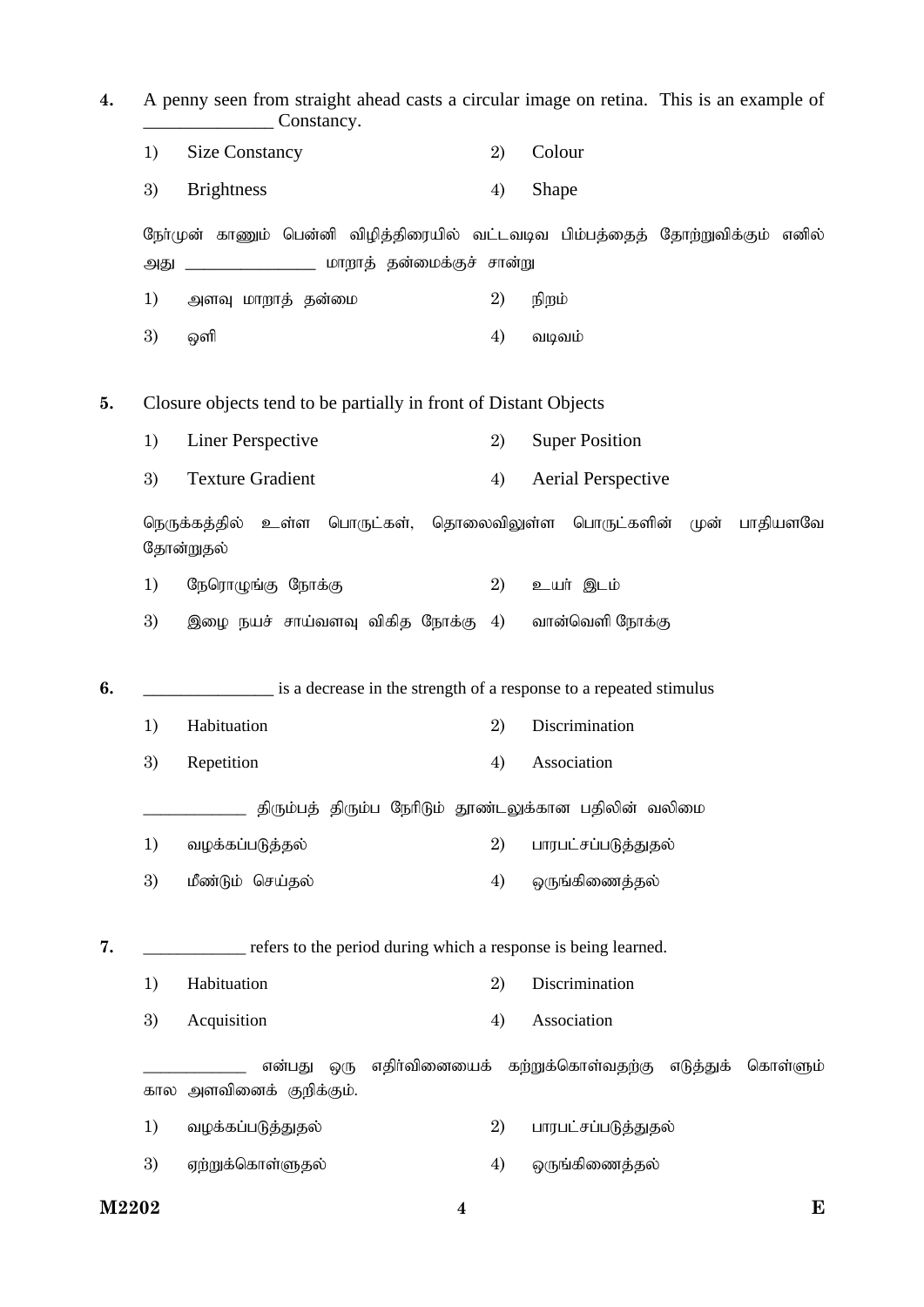**4.** A penny seen from straight ahead casts a circular image on retina. This is an example of ______________ Constancy.

1) Size Constancy
2) Colour
3) Brightness
4) Shape

நேர்முன் காணும் பென்னி விழித்திரையில் வட்டவடிவ பிம்பத்தைத் தோற்றுவிக்கும் எனில் அது ________________ மாறாத் தன்மைக்குச் சான்று

1) அளவு மாறாத் தன்மை
2) நிறம்
3) ஒளி
4) வடிவம்

**5.** Closure objects tend to be partially in front of Distant Objects

1) Liner Perspective
2) Super Position
3) Texture Gradient
4) Aerial Perspective

நெருக்கத்தில் உள்ள பொருட்கள், தொலைவிலுள்ள பொருட்களின் முன் பாதியளவே தோன்றுதல்

1) நேரொழுங்கு நோக்கு
2) உயர் இடம்
3) இழை நயச் சாய்வளவு விகித நோக்கு
4) வான்வெளி நோக்கு

**6.** _______________ is a decrease in the strength of a response to a repeated stimulus

1) Habituation
2) Discrimination
3) Repetition
4) Association

____________ திரும்பத் திரும்ப நேரிடும் தூண்டலுக்கான பதிலின் வலிமை

1) வழக்கப்படுத்தல்
2) பாரபட்சப்படுத்துதல்
3) மீண்டும் செய்தல்
4) ஒருங்கிணைத்தல்

**7.** ____________ refers to the period during which a response is being learned.

1) Habituation
2) Discrimination
3) Acquisition
4) Association

____________ என்பது ஒரு எதிர்வினையைக் கற்றுக்கொள்வதற்கு எடுத்துக் கொள்ளும் கால அளவினைக் குறிக்கும்.

1) வழக்கப்படுத்துதல்
2) பாரபட்சப்படுத்துதல்
3) ஏற்றுக்கொள்ளுதல்
4) ஒருங்கிணைத்தல்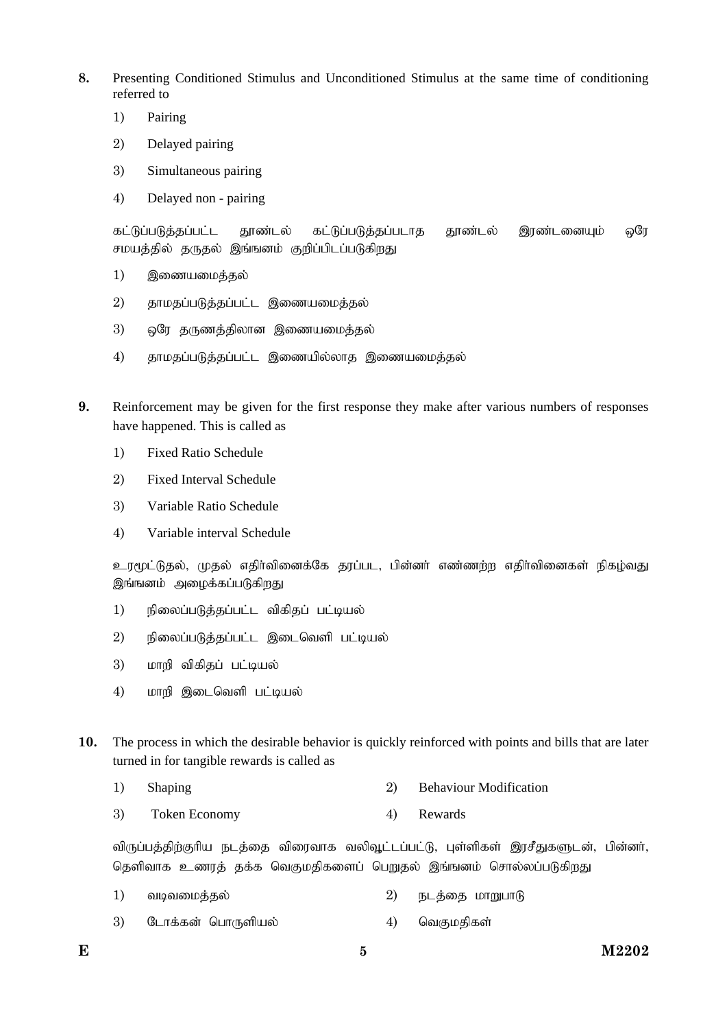**8.** Presenting Conditioned Stimulus and Unconditioned Stimulus at the same time of conditioning referred to

1) Pairing
2) Delayed pairing
3) Simultaneous pairing
4) Delayed non - pairing

கட்டுப்படுத்தப்பட்ட தூண்டல் கட்டுப்படுத்தப்படாத தூண்டல் இரண்டனையும் ஒரே சமயத்தில் தருதல் இங்ஙனம் குறிப்பிடப்படுகிறது

1) இணையமைத்தல்
2) தாமதப்படுத்தப்பட்ட இணையமைத்தல்
3) ஒரே தருணத்திலான இணையமைத்தல்
4) தாமதப்படுத்தப்பட்ட இணையில்லாத இணையமைத்தல்

**9.** Reinforcement may be given for the first response they make after various numbers of responses have happened. This is called as

1) Fixed Ratio Schedule
2) Fixed Interval Schedule
3) Variable Ratio Schedule
4) Variable interval Schedule

உரமூட்டுதல், முதல் எதிர்வினைக்கே தரப்பட, பின்னர் எண்ணற்ற எதிர்வினைகள் நிகழ்வது இங்ஙனம் அழைக்கப்படுகிறது

1) நிலைப்படுத்தப்பட்ட விகிதப் பட்டியல்
2) நிலைப்படுத்தப்பட்ட இடைவெளி பட்டியல்
3) மாறி விகிதப் பட்டியல்
4) மாறி இடைவெளி பட்டியல்

**10.** The process in which the desirable behavior is quickly reinforced with points and bills that are later turned in for tangible rewards is called as

1) Shaping
2) Behaviour Modification
3) Token Economy
4) Rewards

விருப்பத்திற்குரிய நடத்தை விரைவாக வலிவூட்டப்பட்டு, புள்ளிகள் இரசீதுகளுடன், பின்னர், தெளிவாக உணரத் தக்க வெகுமதிகளைப் பெறுதல் இங்ஙனம் சொல்லப்படுகிறது

1) வடிவமைத்தல்
2) நடத்தை மாறுபாடு
3) டோக்கன் பொருளியல்
4) வெகுமதிகள்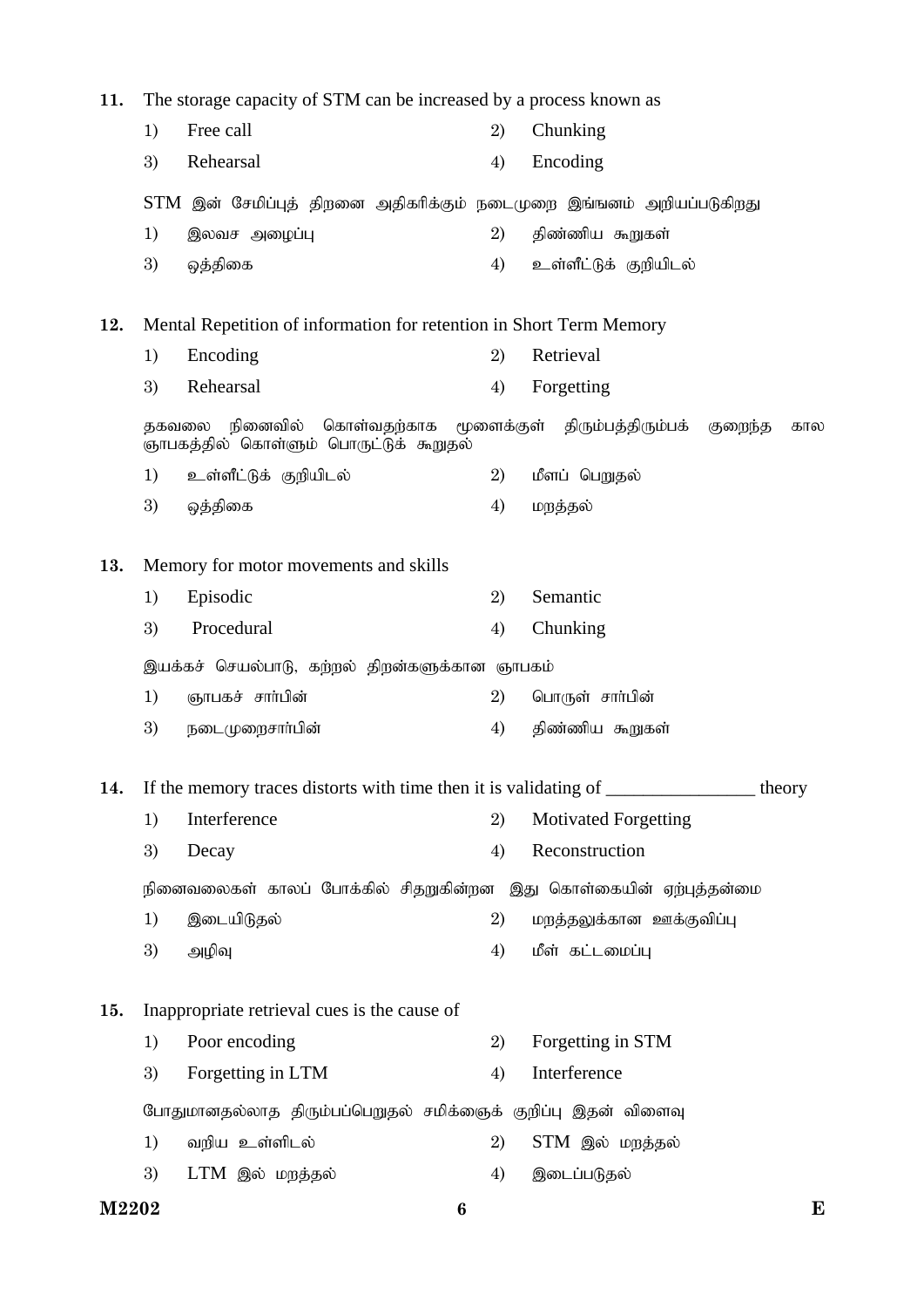11. The storage capacity of STM can be increased by a process known as

1) Free call
2) Chunking
3) Rehearsal
4) Encoding

STM இன் சேமிப்புத் திறனை அதிகரிக்கும் நடைமுறை இங்ஙனம் அறியப்படுகிறது

1) இலவச அழைப்பு
2) திண்ணிய கூறுகள்
3) ஒத்திகை
4) உள்ளீட்டுக் குறியிடல்

12. Mental Repetition of information for retention in Short Term Memory

1) Encoding
2) Retrieval
3) Rehearsal
4) Forgetting

தகவலை நினைவில் கொள்வதற்காக மூளைக்குள் திரும்பத்திரும்பக் குறைந்த கால ஞாபகத்தில் கொள்ளும் பொருட்டுக் கூறுதல்

1) உள்ளீட்டுக் குறியிடல்
2) மீளப் பெறுதல்
3) ஒத்திகை
4) மறத்தல்

13. Memory for motor movements and skills

1) Episodic
2) Semantic
3) Procedural
4) Chunking

இயக்கச் செயல்பாடு, கற்றல் திறன்களுக்கான ஞாபகம்

1) ஞாபகச் சார்பின்
2) பொருள் சார்பின்
3) நடைமுறைசார்பின்
4) திண்ணிய கூறுகள்

14. If the memory traces distorts with time then it is validating of ________________ theory

1) Interference
2) Motivated Forgetting
3) Decay
4) Reconstruction

நினைவலைகள் காலப் போக்கில் சிதறுகின்றன இது கொள்கையின் ஏற்புத்தன்மை

1) இடையிடுதல்
2) மறத்தலுக்கான ஊக்குவிப்பு
3) அழிவு
4) மீள் கட்டமைப்பு

15. Inappropriate retrieval cues is the cause of

1) Poor encoding
2) Forgetting in STM
3) Forgetting in LTM
4) Interference

போதுமானதல்லாத திரும்பப்பெறுதல் சமிக்ஞைக் குறிப்பு இதன் விளைவு

1) வறிய உள்ளிடல்
2) STM இல் மறத்தல்
3) LTM இல் மறத்தல்
4) இடைப்படுதல்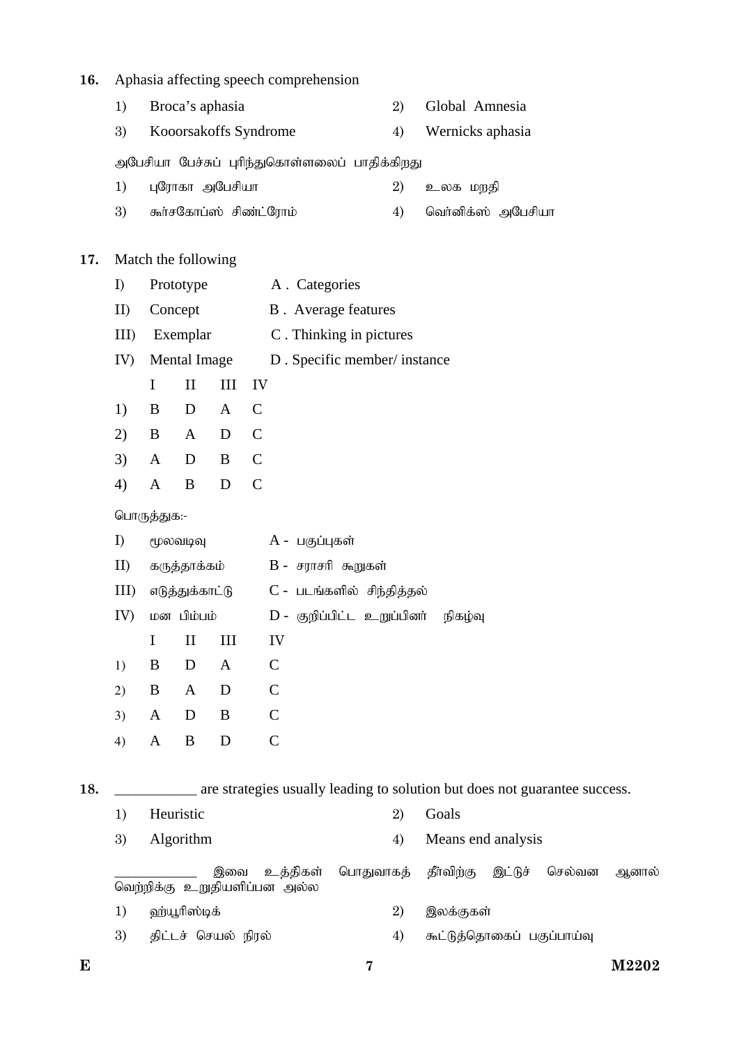16. Aphasia affecting speech comprehension

1) Broca's aphasia
2) Global Amnesia
3) Kooorsakoffs Syndrome
4) Wernicks aphasia

அபேசியா பேச்சுப் புரிந்துகொள்ளலைப் பாதிக்கிறது

1) புரோகா அபேசியா
2) உலக மறதி
3) கூர்சகோப்ஸ் சிண்ட்ரோம்
4) வெர்னிக்ஸ் அபேசியா

17. Match the following

I) Prototype — A . Categories
II) Concept — B . Average features
III) Exemplar — C . Thinking in pictures
IV) Mental Image — D . Specific member/ instance

| | I | II | III | IV |
|---|---|---|---|---|
| 1) | B | D | A | C |
| 2) | B | A | D | C |
| 3) | A | D | B | C |
| 4) | A | B | D | C |

பொருத்துக:-

I) மூலவடிவு — A - பகுப்புகள்
II) கருத்தாக்கம் — B - சராசரி கூறுகள்
III) எடுத்துக்காட்டு — C - படங்களில் சிந்தித்தல்
IV) மன பிம்பம் — D - குறிப்பிட்ட உறுப்பினர் நிகழ்வு

| | I | II | III | IV |
|---|---|---|---|---|
| 1) | B | D | A | C |
| 2) | B | A | D | C |
| 3) | A | D | B | C |
| 4) | A | B | D | C |

18. ___________ are strategies usually leading to solution but does not guarantee success.

1) Heuristic
2) Goals
3) Algorithm
4) Means end analysis

___________ இவை உத்திகள் பொதுவாகத் தீர்விற்கு இட்டுச் செல்வன ஆனால் வெற்றிக்கு உறுதியளிப்பன அல்ல

1) ஹ்யூரிஸ்டிக்
2) இலக்குகள்
3) திட்டச் செயல் நிரல்
4) கூட்டுத்தொகைப் பகுப்பாய்வு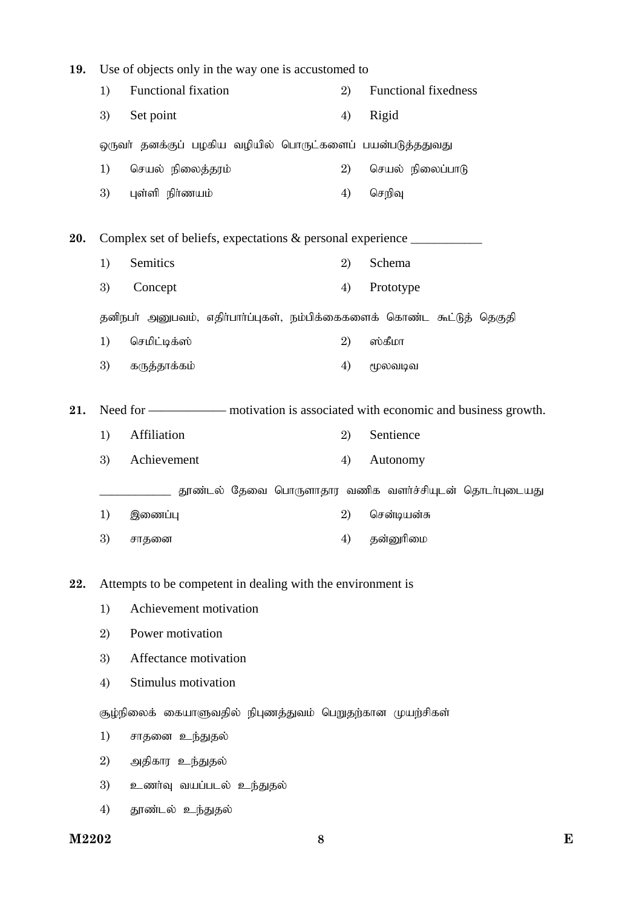**19.** Use of objects only in the way one is accustomed to

1) Functional fixation  
2) Functional fixedness  
3) Set point  
4) Rigid

ஒருவர் தனக்குப் பழகிய வழியில் பொருட்களைப் பயன்படுத்ததுவது

1) செயல் நிலைத்தரம்  
2) செயல் நிலைப்பாடு  
3) புள்ளி நிர்ணயம்  
4) செறிவு

**20.** Complex set of beliefs, expectations & personal experience ___________

1) Semitics  
2) Schema  
3) Concept  
4) Prototype

தனிநபர் அனுபவம், எதிர்பார்ப்புகள், நம்பிக்கைகளைக் கொண்ட கூட்டுத் தெகுதி

1) செமிட்டிக்ஸ்  
2) ஸ்கீமா  
3) கருத்தாக்கம்  
4) மூலவடிவ

**21.** Need for ———— motivation is associated with economic and business growth.

1) Affiliation  
2) Sentience  
3) Achievement  
4) Autonomy

___________ தூண்டல் தேவை பொருளாதார வணிக வளர்ச்சியுடன் தொடர்புடையது

1) இணைப்பு  
2) சென்டியன்சு  
3) சாதனை  
4) தன்னுரிமை

**22.** Attempts to be competent in dealing with the environment is

1) Achievement motivation
2) Power motivation
3) Affectance motivation
4) Stimulus motivation

சூழ்நிலைக் கையாளுவதில் நிபுணத்துவம் பெறுதற்கான முயற்சிகள்

1) சாதனை உந்துதல்
2) அதிகார உந்துதல்
3) உணர்வு வயப்படல் உந்துதல்
4) தூண்டல் உந்துதல்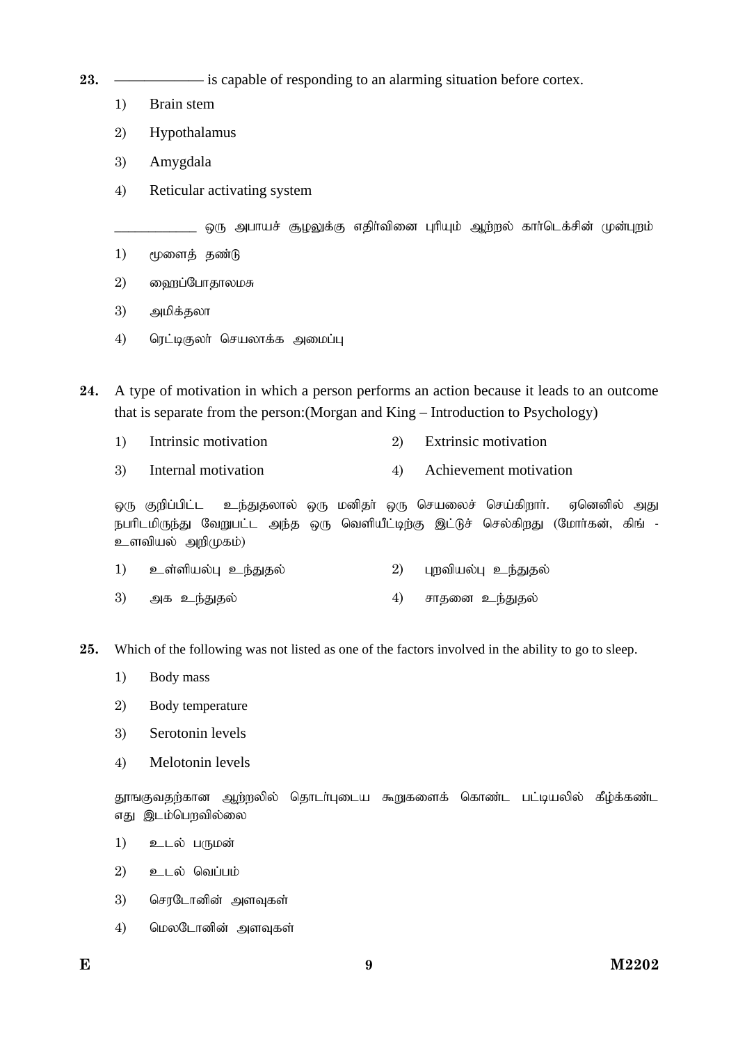**23.** ——————— is capable of responding to an alarming situation before cortex.

1) Brain stem
2) Hypothalamus
3) Amygdala
4) Reticular activating system

___________ ஒரு அபாயச் சூழலுக்கு எதிர்வினை புரியும் ஆற்றல் கார்டெக்சின் முன்புறம்

1) மூளைத் தண்டு
2) ஹைப்போதாலமசு
3) அமிக்தலா
4) ரெட்டிகுலர் செயலாக்க அமைப்பு

**24.** A type of motivation in which a person performs an action because it leads to an outcome that is separate from the person:(Morgan and King – Introduction to Psychology)

1) Intrinsic motivation
2) Extrinsic motivation
3) Internal motivation
4) Achievement motivation

ஒரு குறிப்பிட்ட உந்துதலால் ஒரு மனிதர் ஒரு செயலைச் செய்கிறார். ஏனெனில் அது நபரிடமிருந்து வேறுபட்ட அந்த ஒரு வெளியீட்டிற்கு இட்டுச் செல்கிறது (மோர்கன், கிங் - உளவியல் அறிமுகம்)

1) உள்ளியல்பு உந்துதல்
2) புறவியல்பு உந்துதல்
3) அக உந்துதல்
4) சாதனை உந்துதல்

**25.** Which of the following was not listed as one of the factors involved in the ability to go to sleep.

1) Body mass
2) Body temperature
3) Serotonin levels
4) Melotonin levels

தூஙகுவதற்கான ஆற்றலில் தொடர்புடைய கூறுகளைக் கொண்ட பட்டியலில் கீழ்க்கண்ட எது இடம்பெறவில்லை

1) உடல் பருமன்
2) உடல் வெப்பம்
3) செரடோனின் அளவுகள்
4) மெலடோனின் அளவுகள்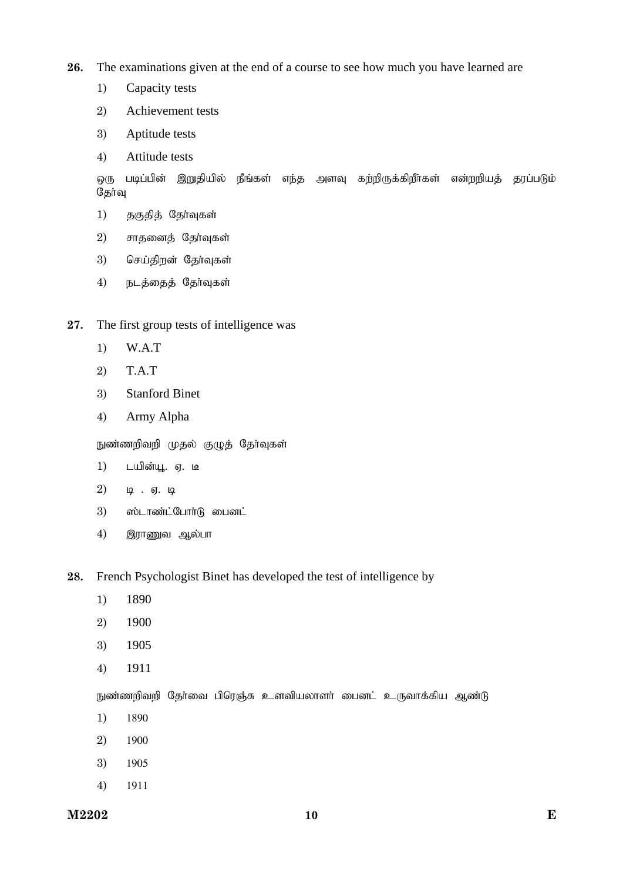**26.** The examinations given at the end of a course to see how much you have learned are

1) Capacity tests
2) Achievement tests
3) Aptitude tests
4) Attitude tests

ஒரு படிப்பின் இறுதியில் நீங்கள் எந்த அளவு கற்றிருக்கிறீர்கள் என்றறியத் தரப்படும் தேர்வு

1) தகுதித் தேர்வுகள்
2) சாதனைத் தேர்வுகள்
3) செய்திறன் தேர்வுகள்
4) நடத்தைத் தேர்வுகள்

**27.** The first group tests of intelligence was

1) W.A.T
2) T.A.T
3) Stanford Binet
4) Army Alpha

நுண்ணறிவறி முதல் குழுத் தேர்வுகள்

1) டயின்யூ. ஏ. டீ
2) டி . ஏ. டி
3) ஸ்டாண்ட்போர்டு பைனட்
4) இராணுவ ஆல்பா

**28.** French Psychologist Binet has developed the test of intelligence by

1) 1890
2) 1900
3) 1905
4) 1911

நுண்ணறிவறி தேர்வை பிரெஞ்சு உளவியலாளர் பைனட் உருவாக்கிய ஆண்டு

1) 1890
2) 1900
3) 1905
4) 1911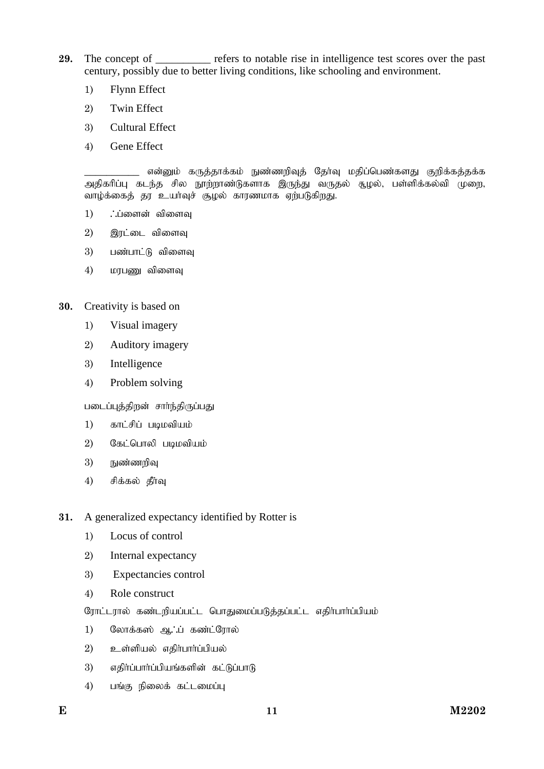**29.** The concept of __________ refers to notable rise in intelligence test scores over the past century, possibly due to better living conditions, like schooling and environment.

1) Flynn Effect
2) Twin Effect
3) Cultural Effect
4) Gene Effect

__________ என்னும் கருத்தாக்கம் நுண்ணறிவுத் தேர்வு மதிப்பெண்களது குறிக்கத்தக்க அதிகரிப்பு கடந்த சில நூற்றாண்டுகளாக இருந்து வருதல் சூழல், பள்ளிக்கல்வி முறை, வாழ்க்கைத் தர உயர்வுச் சூழல் காரணமாக ஏற்படுகிறது.

1) ஃப்ளைன் விளைவு
2) இரட்டை விளைவு
3) பண்பாட்டு விளைவு
4) மரபணு விளைவு

**30.** Creativity is based on

1) Visual imagery
2) Auditory imagery
3) Intelligence
4) Problem solving

படைப்புத்திறன் சார்ந்திருப்பது

1) காட்சிப் படிமவியம்
2) கேட்பொலி படிமவியம்
3) நுண்ணறிவு
4) சிக்கல் தீர்வு

**31.** A generalized expectancy identified by Rotter is

1) Locus of control
2) Internal expectancy
3) Expectancies control
4) Role construct

ரோட்டரால் கண்டறியப்பட்ட பொதுமைப்படுத்தப்பட்ட எதிர்பார்ப்பியம்

1) லோக்கஸ் ஆஃப் கண்ட்ரோல்
2) உள்ளியல் எதிர்பார்ப்பியல்
3) எதிர்ப்பார்ப்பியங்களின் கட்டுப்பாடு
4) பங்கு நிலைக் கட்டமைப்பு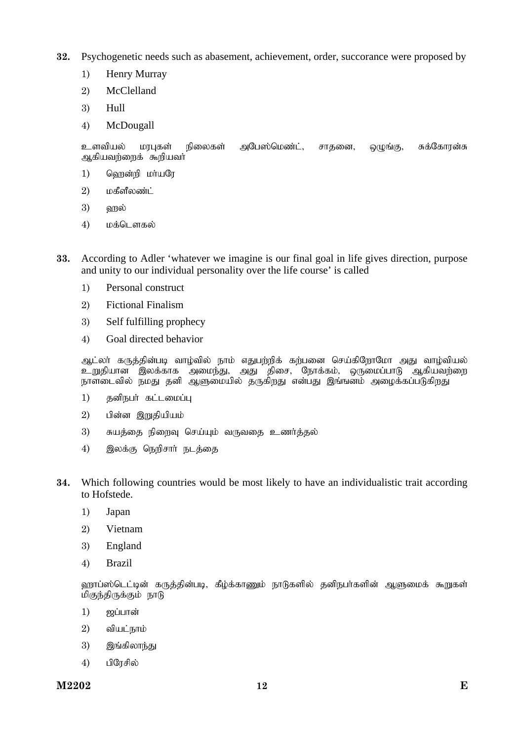**32.** Psychogenetic needs such as abasement, achievement, order, succorance were proposed by

1) Henry Murray
2) McClelland
3) Hull
4) McDougall

உளவியல் மரபுகள் நிலைகள் அபேஸ்மெண்ட், சாதனை, ஒழுங்கு, சுக்கோரன்சு ஆகியவற்றைக் கூறியவர்

1) ஹென்றி மர்யரே
2) மகீளீலண்ட்
3) ஹல்
4) மக்டௌகல்

**33.** According to Adler 'whatever we imagine is our final goal in life gives direction, purpose and unity to our individual personality over the life course' is called

1) Personal construct
2) Fictional Finalism
3) Self fulfilling prophecy
4) Goal directed behavior

ஆட்லர் கருத்தின்படி வாழ்வில் நாம் எதுபற்றிக் கற்பனை செய்கிறோமோ அது வாழ்வியல் உறுதியான இலக்காக அமைந்து, அது திசை, நோக்கம், ஒருமைப்பாடு ஆகியவற்றை நாளடைவில் நமது தனி ஆளுமையில் தருகிறது என்பது இங்ஙனம் அழைக்கப்படுகிறது

1) தனிநபர் கட்டமைப்பு
2) பின்ன இறுதியியம்
3) சுயத்தை நிறைவு செய்யும் வருவதை உணர்த்தல்
4) இலக்கு நெறிசார் நடத்தை

**34.** Which following countries would be most likely to have an individualistic trait according to Hofstede.

1) Japan
2) Vietnam
3) England
4) Brazil

ஹாப்ஸ்டெட்டின் கருத்தின்படி, கீழ்க்காணும் நாடுகளில் தனிநபர்களின் ஆளுமைக் கூறுகள் மிகுந்திருக்கும் நாடு

1) ஜப்பான்
2) வியட்நாம்
3) இங்கிலாந்து
4) பிரேசில்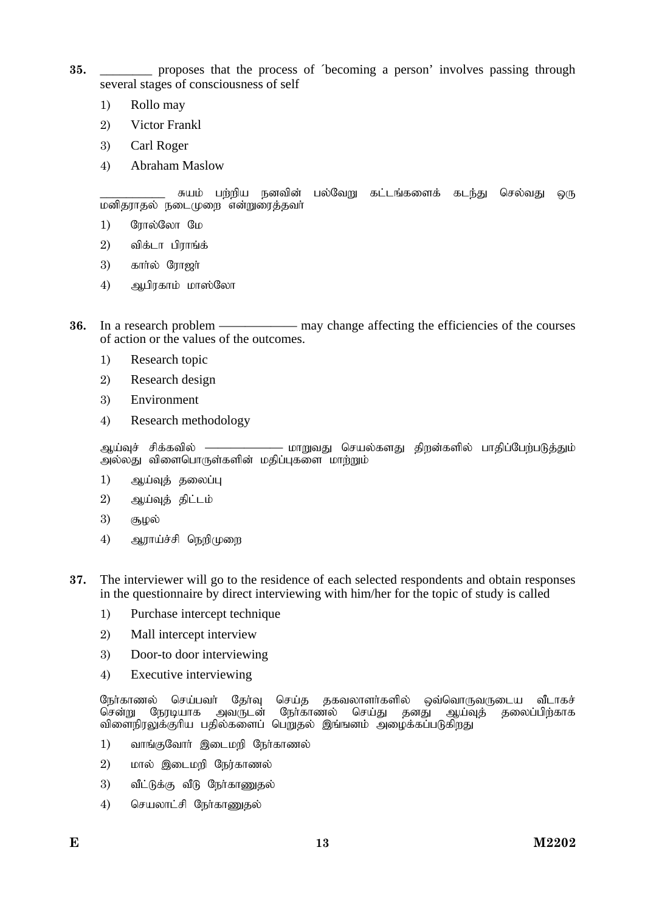**35.** ________ proposes that the process of ´becoming a person' involves passing through several stages of consciousness of self

1) Rollo may
2) Victor Frankl
3) Carl Roger
4) Abraham Maslow

__________ சுயம் பற்றிய நனவின் பல்வேறு கட்டங்களைக் கடந்து செல்வது ஒரு மனிதராதல் நடைமுறை என்றுரைத்தவர்

1) ரோல்லோ மே
2) விக்டா பிராங்க்
3) கார்ல் ரோஜா்
4) ஆபிரகாம் மாஸ்லோ

**36.** In a research problem ———————— may change affecting the efficiencies of the courses of action or the values of the outcomes.

1) Research topic
2) Research design
3) Environment
4) Research methodology

ஆய்வுச் சிக்கவில் ———————— மாறுவது செயல்களது திறன்களில் பாதிப்பேற்படுத்தும் அல்லது விளைபொருள்களின் மதிப்புகளை மாற்றும்

1) ஆய்வுத் தலைப்பு
2) ஆய்வுத் திட்டம்
3) சூழல்
4) ஆராய்ச்சி நெறிமுறை

**37.** The interviewer will go to the residence of each selected respondents and obtain responses in the questionnaire by direct interviewing with him/her for the topic of study is called

1) Purchase intercept technique
2) Mall intercept interview
3) Door-to door interviewing
4) Executive interviewing

நோ்காணல் செய்பவா் தோ்வு செய்த தகவலாளா்களில் ஒவ்வொருவருடைய வீடாகச் சென்று நேரடியாக அவருடன் நோ்காணல் செய்து தனது ஆய்வுத் தலைப்பிற்காக வினைநிரலுக்குரிய பதில்களைப் பெறுதல் இங்ஙனம் அழைக்கப்படுகிறது

1) வாங்குவோா் இடைமறி நோ்காணல்
2) மால் இடைமறி நேர்காணல்
3) வீட்டுக்கு வீடு நோ்காணுதல்
4) செயலாட்சி நோ்காணுதல்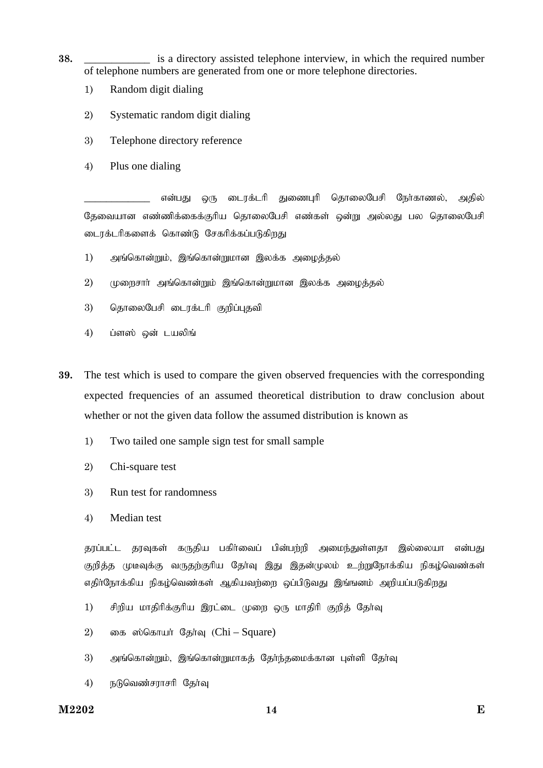38. ____________ is a directory assisted telephone interview, in which the required number of telephone numbers are generated from one or more telephone directories.

1) Random digit dialing

2) Systematic random digit dialing

3) Telephone directory reference

4) Plus one dialing

____________ என்பது ஒரு டைரக்டரி துணைபுரி தொலைபேசி நேர்காணல், அதில் தேவையான எண்ணிக்கைக்குரிய தொலைபேசி எண்கள் ஒன்று அல்லது பல தொலைபேசி டைரக்டரிகளைக் கொண்டு சேகரிக்கப்படுகிறது

1) அங்கொன்றும், இங்கொன்றுமான இலக்க அழைத்தல்

2) முறைசார் அங்கொன்றும் இங்கொன்றுமான இலக்க அழைத்தல்

3) தொலைபேசி டைரக்டரி குறிப்புதவி

4) ப்ளஸ் ஒன் டயலிங்

39. The test which is used to compare the given observed frequencies with the corresponding expected frequencies of an assumed theoretical distribution to draw conclusion about whether or not the given data follow the assumed distribution is known as

1) Two tailed one sample sign test for small sample

2) Chi-square test

3) Run test for randomness

4) Median test

தரப்பட்ட தரவுகள் கருதிய பகிர்வைப் பின்பற்றி அமைந்துள்ளதா இல்லையா என்பது குறித்த முடிவுக்கு வருதற்குரிய தேர்வு இது இதன்முலம் உற்றுநோக்கிய நிகழ்வெண்கள் எதிர்நோக்கிய நிகழ்வெண்கள் ஆகியவற்றை ஒப்பிடுவது இங்ஙனம் அறியப்படுகிறது

1) சிறிய மாதிரிக்குரிய இரட்டை முறை ஒரு மாதிரி குறித் தேர்வு

2) கை ஸ்கொயர் தேர்வு (Chi – Square)

3) அங்கொன்றும், இங்கொன்றுமாகத் தேர்ந்தமைக்கான புள்ளி தேர்வு

4) நடுவெண்சராசரி தேர்வு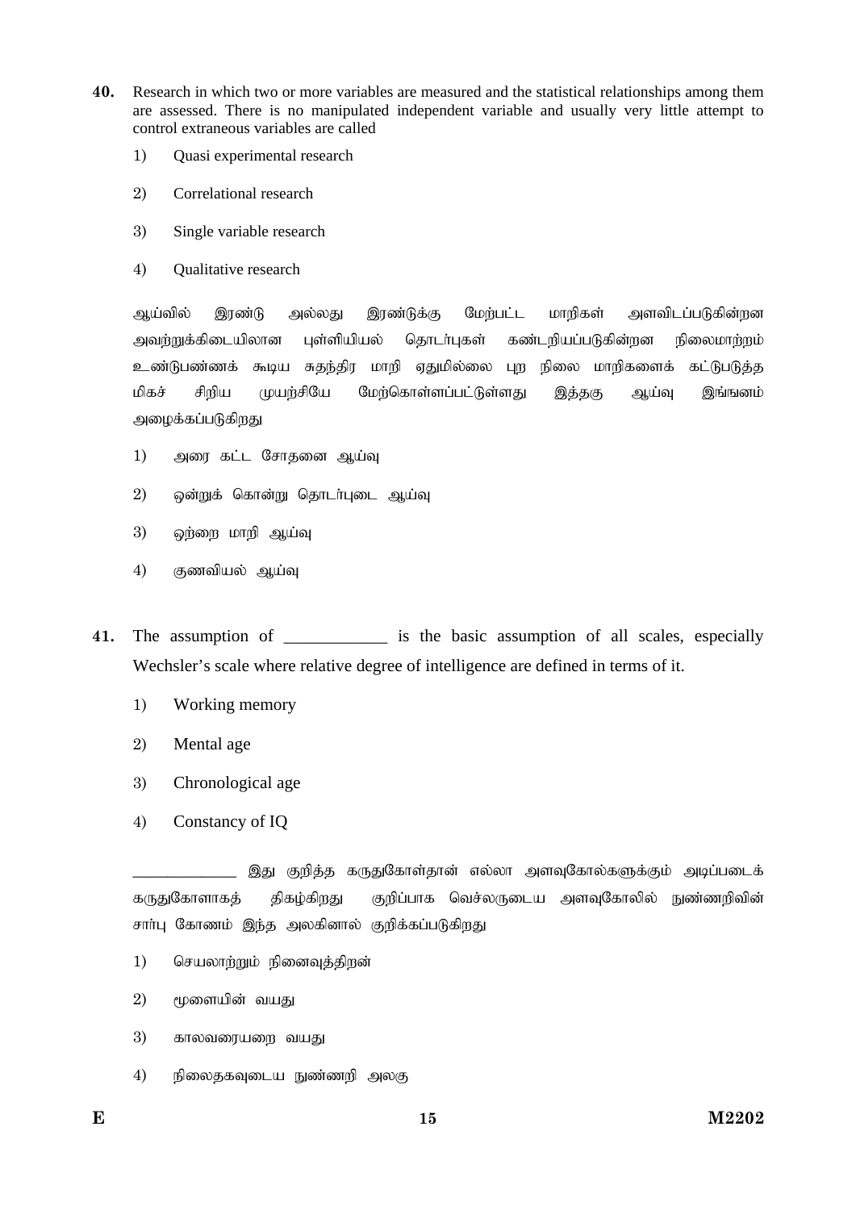**40.** Research in which two or more variables are measured and the statistical relationships among them are assessed. There is no manipulated independent variable and usually very little attempt to control extraneous variables are called

1) Quasi experimental research

2) Correlational research

3) Single variable research

4) Qualitative research

ஆய்வில் இரண்டு அல்லது இரண்டுக்கு மேற்பட்ட மாறிகள் அளவிடப்படுகின்றன அவற்றுக்கிடையிலான புள்ளியியல் தொடர்புகள் கண்டறியப்படுகின்றன நிலைமாற்றம் உண்டுபண்ணக் கூடிய சுதந்திர மாறி ஏதுமில்லை புற நிலை மாறிகளைக் கட்டுபடுத்த மிகச் சிறிய முயற்சியே மேற்கொள்ளப்பட்டுள்ளது இத்தகு ஆய்வு இங்ஙனம் அழைக்கப்படுகிறது

1) அரை கட்ட சோதனை ஆய்வு

2) ஒன்றுக் கொன்று தொடர்புடை ஆய்வு

3) ஒற்றை மாறி ஆய்வு

4) குணவியல் ஆய்வு

**41.** The assumption of ____________ is the basic assumption of all scales, especially Wechsler's scale where relative degree of intelligence are defined in terms of it.

1) Working memory

2) Mental age

3) Chronological age

4) Constancy of IQ

_____________ இது குறித்த கருதுகோள்தான் எல்லா அளவுகோல்களுக்கும் அடிப்படைக் கருதுகோளாகத் திகழ்கிறது குறிப்பாக வெச்லருடைய அளவுகோலில் நுண்ணறிவின் சார்பு கோணம் இந்த அலகினால் குறிக்கப்படுகிறது

1) செயலாற்றும் நினைவுத்திறன்

2) மூளையின் வயது

3) காலவரையறை வயது

4) நிலைதகவுடைய நுண்ணறி அலகு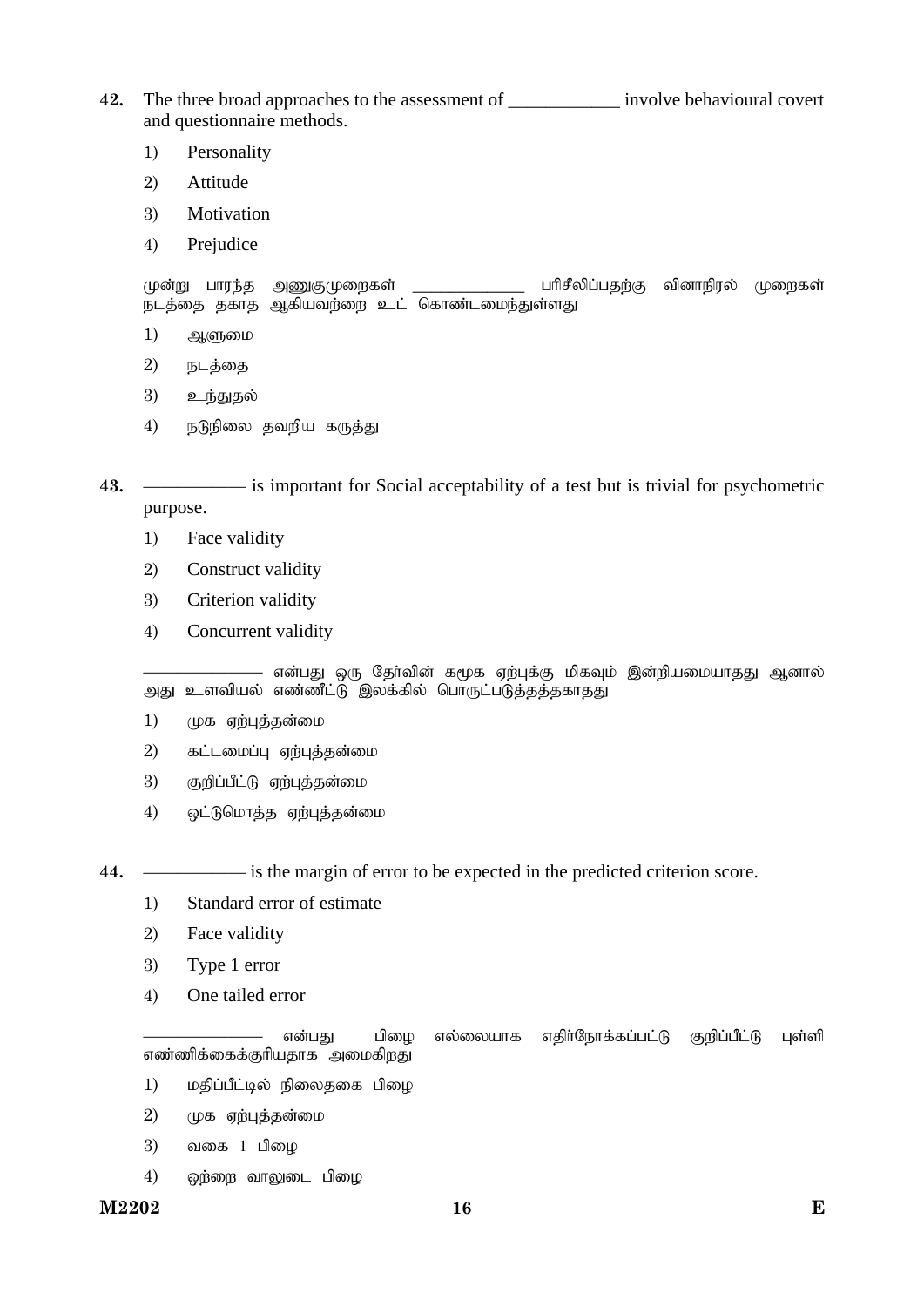**42.** The three broad approaches to the assessment of ____________ involve behavioural covert and questionnaire methods.

1) Personality
2) Attitude
3) Motivation
4) Prejudice

மூன்று பாரந்த அணுகுமுறைகள் ____________ பரிசீலிப்பதற்கு வினாநிரல் முறைகள் நடத்தை தகாத ஆகியவற்றை உட் கொண்டமைந்துள்ளது

1) ஆளுமை
2) நடத்தை
3) உந்துதல்
4) நடுநிலை தவறிய கருத்து

**43.** ———— is important for Social acceptability of a test but is trivial for psychometric purpose.

1) Face validity
2) Construct validity
3) Criterion validity
4) Concurrent validity

———— என்பது ஒரு தேர்வின் சமூக ஏற்புக்கு மிகவும் இன்றியமையாதது ஆனால் அது உளவியல் எண்ணீட்டு இலக்கில் பொருட்படுத்தத்தகாதது

1) முக ஏற்புத்தன்மை
2) கட்டமைப்பு ஏற்புத்தன்மை
3) குறிப்பீட்டு ஏற்புத்தன்மை
4) ஒட்டுமொத்த ஏற்புத்தன்மை

**44.** ———— is the margin of error to be expected in the predicted criterion score.

1) Standard error of estimate
2) Face validity
3) Type 1 error
4) One tailed error

———— என்பது பிழை எல்லையாக எதிர்நோக்கப்பட்டு குறிப்பீட்டு புள்ளி எண்ணிக்கைக்குரியதாக அமைகிறது

1) மதிப்பீட்டில் நிலைதகை பிழை
2) முக ஏற்புத்தன்மை
3) வகை 1 பிழை
4) ஒற்றை வாலுடை பிழை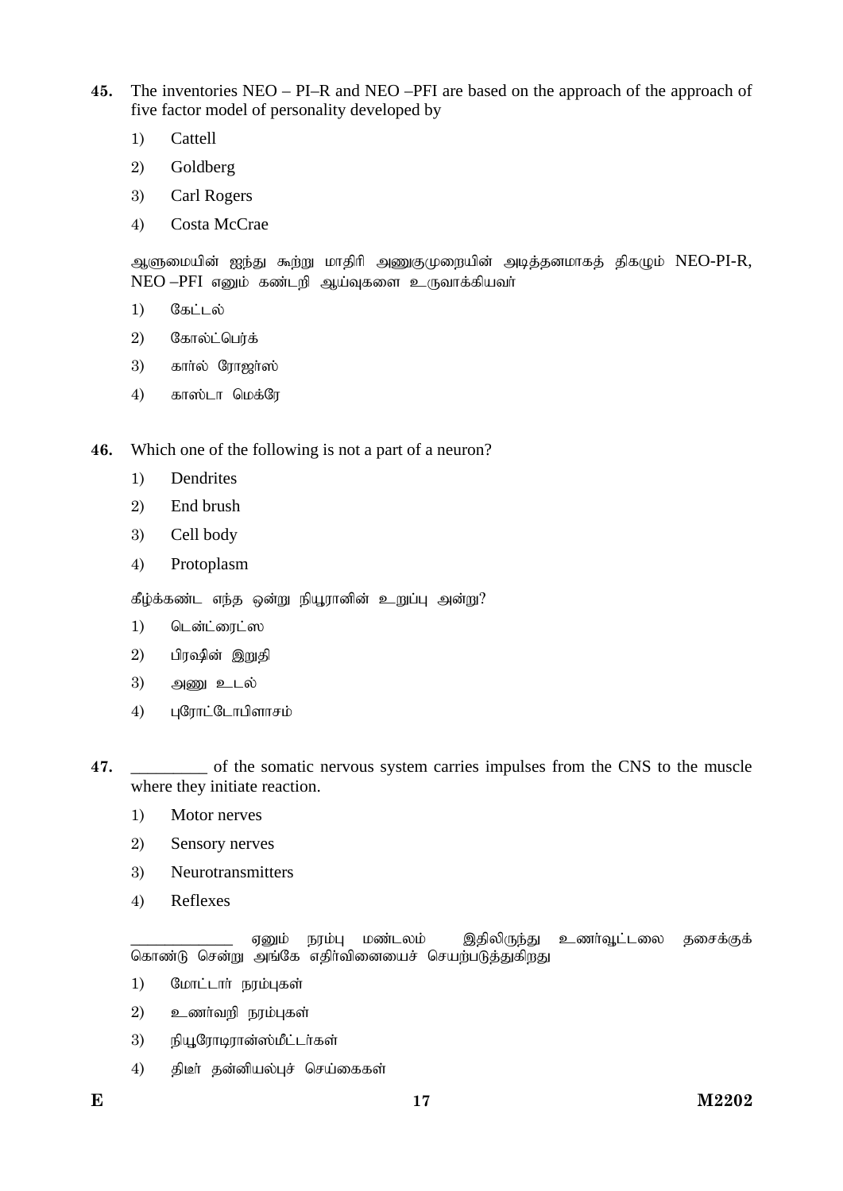**45.** The inventories NEO – PI–R and NEO –PFI are based on the approach of the approach of five factor model of personality developed by

1) Cattell
2) Goldberg
3) Carl Rogers
4) Costa McCrae

ஆளுமையின் ஐந்து கூற்று மாதிரி அணுகுமுறையின் அடித்தனமாகத் திகழும் NEO-PI-R, NEO –PFI எனும் கண்டறி ஆய்வுகளை உருவாக்கியவா்

1) கேட்டல்
2) கோல்ட்பெர்க்
3) கார்ல் ரோஜா்ஸ்
4) காஸ்டா மெக்ரே

**46.** Which one of the following is not a part of a neuron?

1) Dendrites
2) End brush
3) Cell body
4) Protoplasm

கீழ்க்கண்ட எந்த ஒன்று நியூரானின் உறுப்பு அன்று?

1) டென்ட்ரைட்ஸ
2) பிரஷின் இறுதி
3) அணு உடல்
4) புரோட்டோபிளாசம்

**47.** _________ of the somatic nervous system carries impulses from the CNS to the muscle where they initiate reaction.

1) Motor nerves
2) Sensory nerves
3) Neurotransmitters
4) Reflexes

____________ ஏனும் நரம்பு மண்டலம் இதிலிருந்து உணா்வூட்டலை தசைக்குக் கொண்டு சென்று அங்கே எதிா்வினையைச் செயற்படுத்துகிறது

1) மோட்டார் நரம்புகள்
2) உணா்வறி நரம்புகள்
3) நியூரோடிரான்ஸ்மீட்டர்கள்
4) திடீர் தன்னியல்புச் செய்கைகள்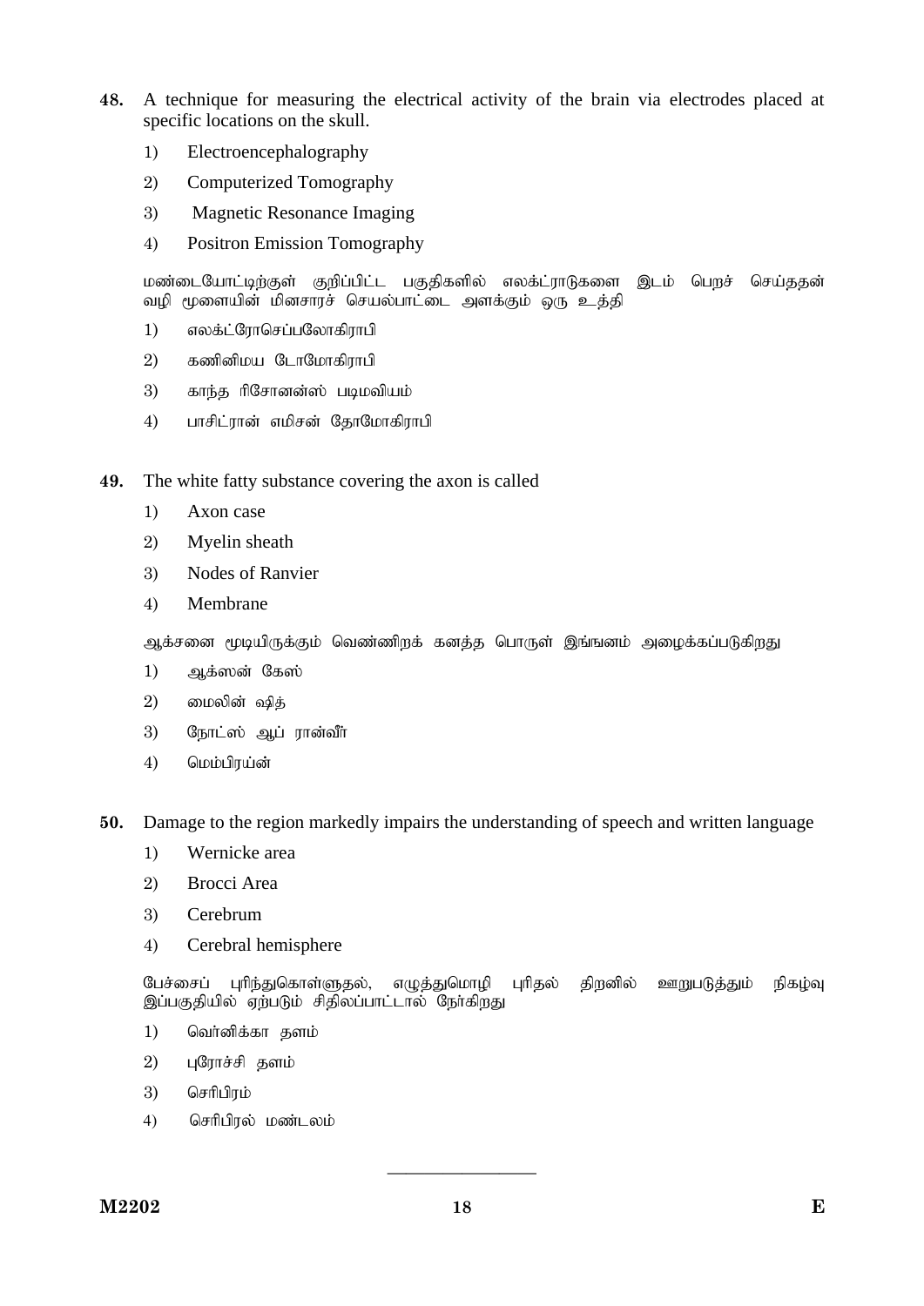**48.** A technique for measuring the electrical activity of the brain via electrodes placed at specific locations on the skull.

1) Electroencephalography
2) Computerized Tomography
3) Magnetic Resonance Imaging
4) Positron Emission Tomography

மண்டையோட்டிற்குள் குறிப்பிட்ட பகுதிகளில் எலக்ட்ராடுகளை இடம் பெறச் செய்ததன் வழி மூளையின் மினசாரச் செயல்பாட்டை அளக்கும் ஒரு உத்தி

1) எலக்ட்ரோசெப்பலோகிராபி
2) கணினிமய டோமோகிராபி
3) காந்த ரிசோனன்ஸ் படிமவியம்
4) பாசிட்ரான் எமிசன் தோமோகிராபி

**49.** The white fatty substance covering the axon is called

1) Axon case
2) Myelin sheath
3) Nodes of Ranvier
4) Membrane

ஆக்சனை மூடியிருக்கும் வெண்ணிறக் கனத்த பொருள் இங்ஙனம் அழைக்கப்படுகிறது

1) ஆக்ஸன் கேஸ்
2) மைலின் ஷித்
3) நோட்ஸ் ஆப் ரான்வீர்
4) மெம்பிரய்ன்

**50.** Damage to the region markedly impairs the understanding of speech and written language

1) Wernicke area
2) Brocci Area
3) Cerebrum
4) Cerebral hemisphere

பேச்சைப் புரிந்துகொள்ளுதல், எழுத்துமொழி புரிதல் திறனில் ஊறுபடுத்தும் நிகழ்வு இப்பகுதியில் ஏற்படும் சிதிலப்பாட்டால் நேர்கிறது

1) வெர்னிக்கா தளம்
2) புரோச்சி தளம்
3) செரிபிரம்
4) செரிபிரல் மண்டலம்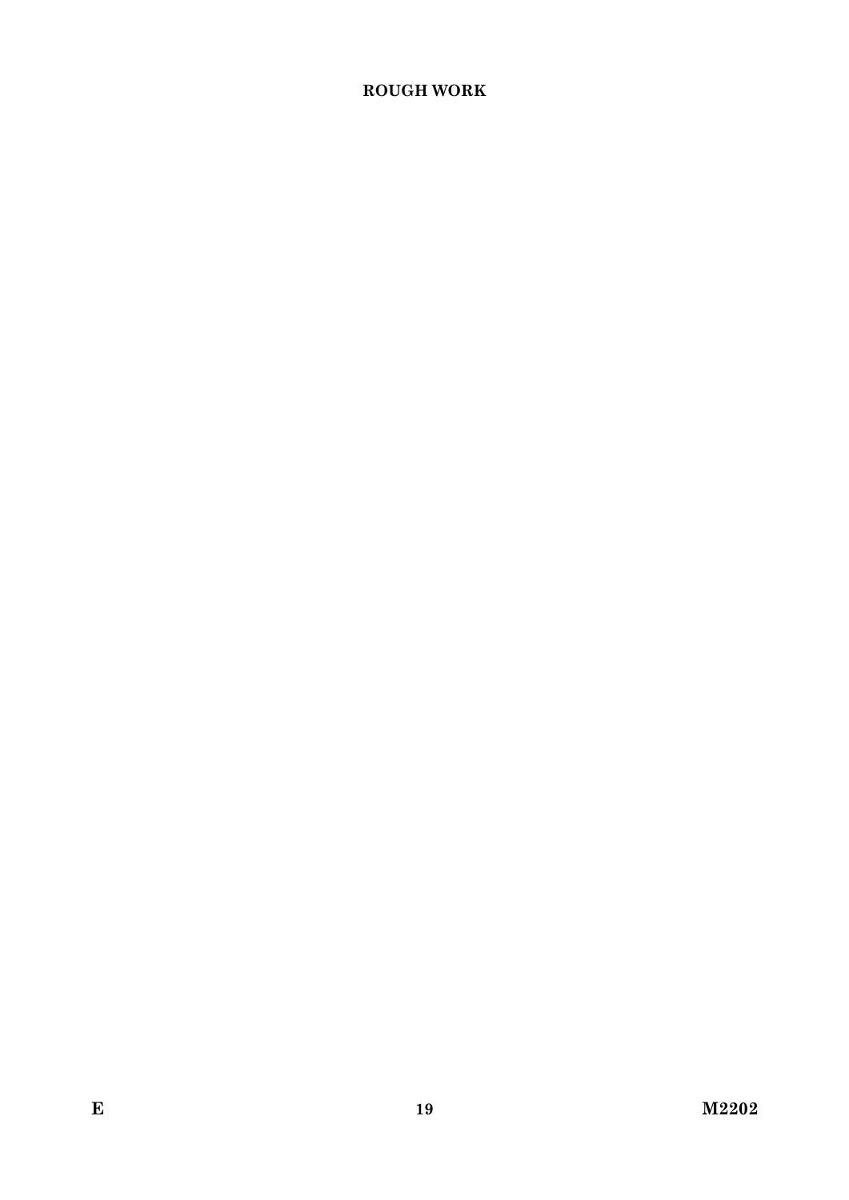## ROUGH WORK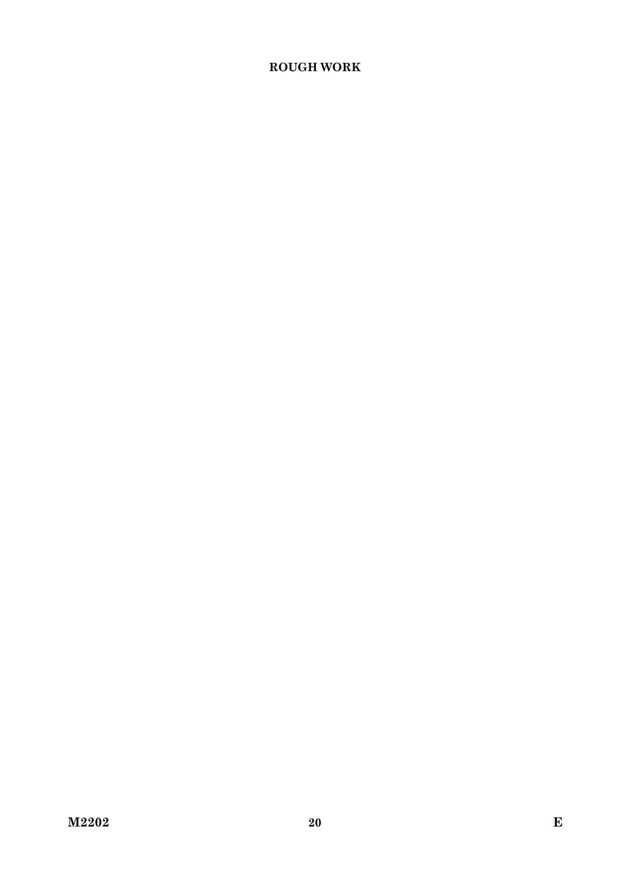## ROUGH WORK